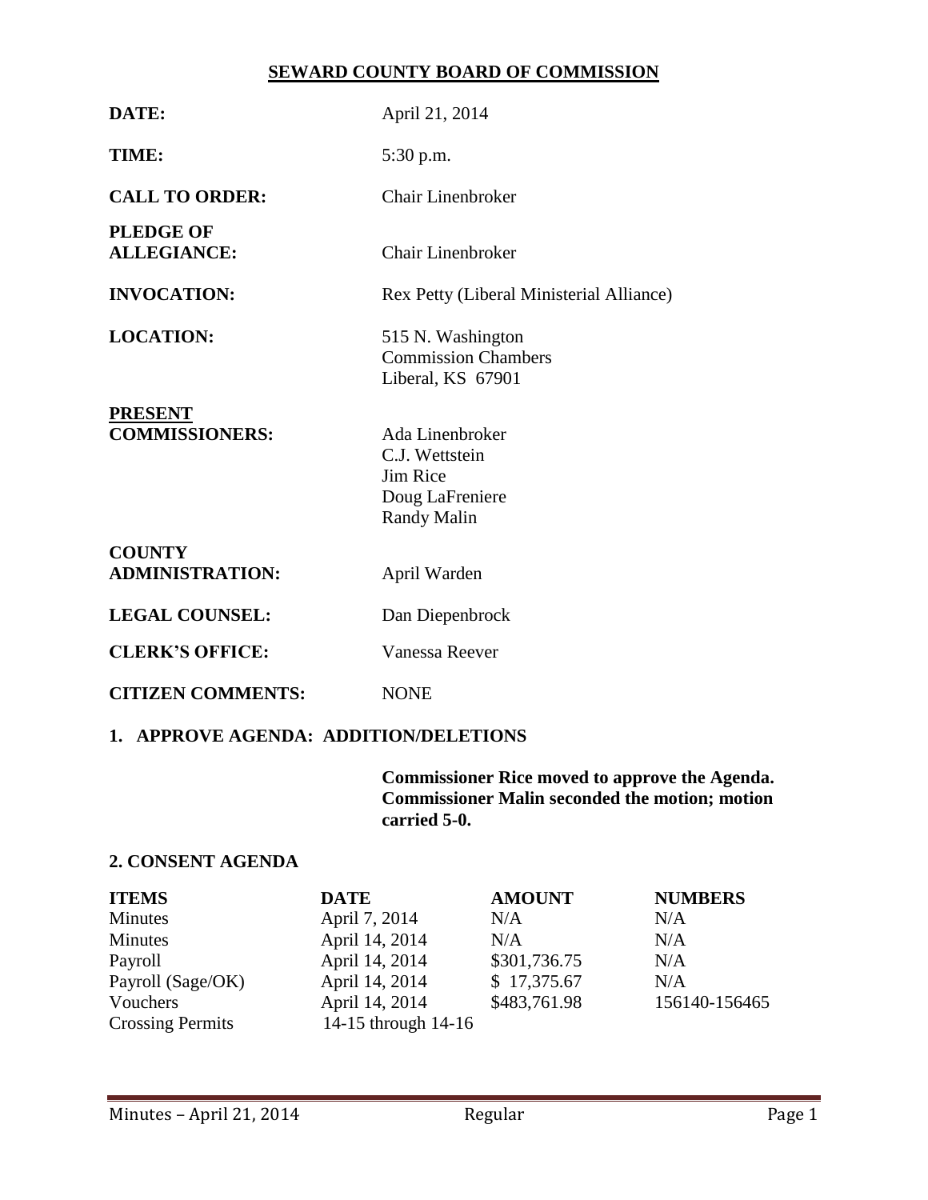# SEWARD COUNTY BOARD OF COMMISSION

**DATE:** April 21, 2014

**TIME:** 5:30 p.m.

**CALL TO ORDER:** Chair Linenbroker

**PLEDGE OF ALLEGIANCE:** Chair Linenbroker

**INVOCATION:** Rex Petty (Liberal Ministerial Alliance)

**LOCATION:** 515 N. Washington
Commission Chambers
Liberal, KS 67901

**PRESENT COMMISSIONERS:** Ada Linenbroker
C.J. Wettstein
Jim Rice
Doug LaFreniere
Randy Malin

**COUNTY ADMINISTRATION:** April Warden

**LEGAL COUNSEL:** Dan Diepenbrock

**CLERK'S OFFICE:** Vanessa Reever

**CITIZEN COMMENTS:** NONE

## 1. APPROVE AGENDA: ADDITION/DELETIONS

**Commissioner Rice moved to approve the Agenda. Commissioner Malin seconded the motion; motion carried 5-0.**

## 2. CONSENT AGENDA

| ITEMS | DATE | AMOUNT | NUMBERS |
|---|---|---|---|
| Minutes | April 7, 2014 | N/A | N/A |
| Minutes | April 14, 2014 | N/A | N/A |
| Payroll | April 14, 2014 | $301,736.75 | N/A |
| Payroll (Sage/OK) | April 14, 2014 | $ 17,375.67 | N/A |
| Vouchers | April 14, 2014 | $483,761.98 | 156140-156465 |
| Crossing Permits | 14-15 through 14-16 | | |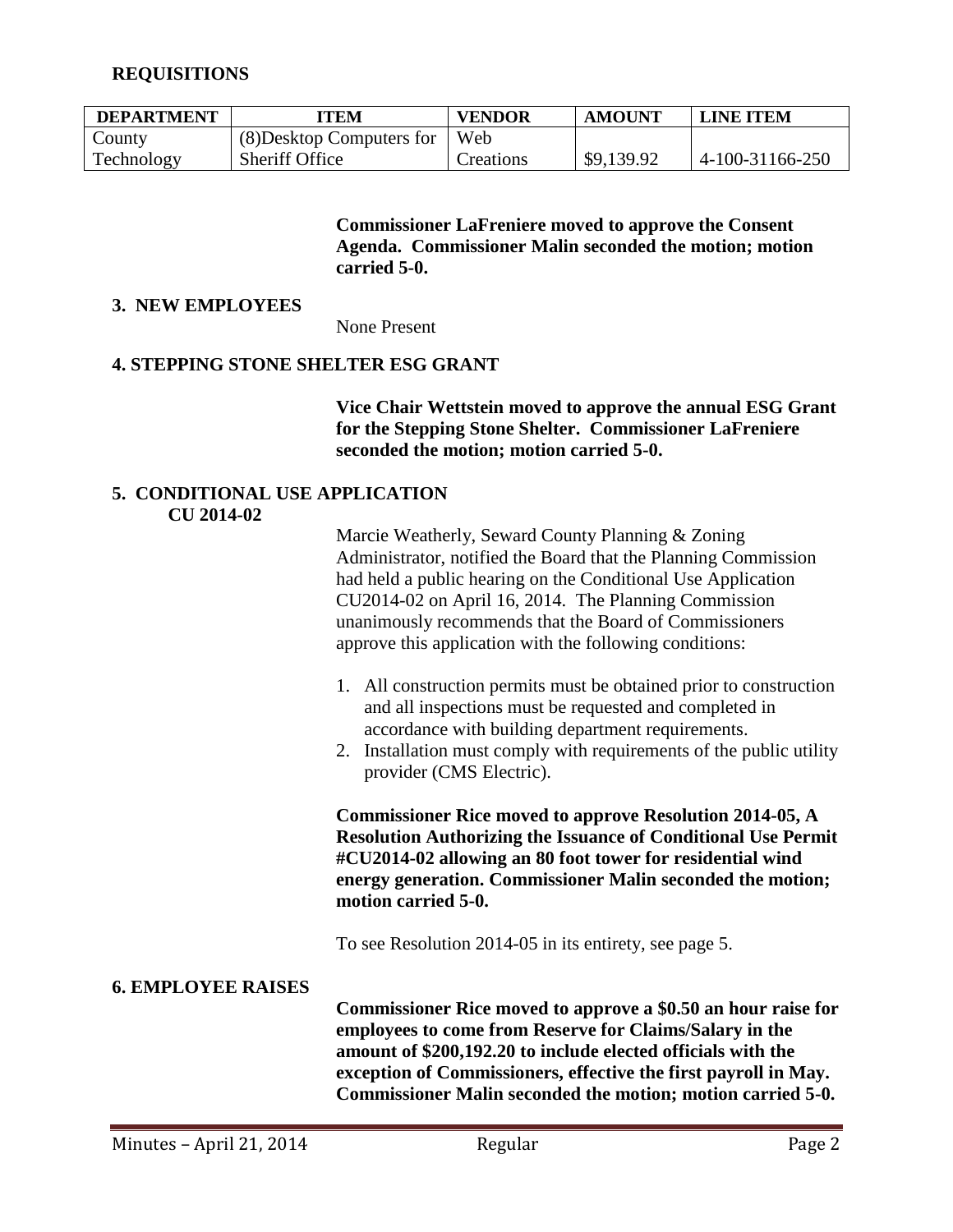**REQUISITIONS**

| DEPARTMENT | ITEM | VENDOR | AMOUNT | LINE ITEM |
|---|---|---|---|---|
| County Technology | (8)Desktop Computers for Sheriff Office | Web Creations | \$9,139.92 | 4-100-31166-250 |

**Commissioner LaFreniere moved to approve the Consent Agenda. Commissioner Malin seconded the motion; motion carried 5-0.**

**3. NEW EMPLOYEES**

None Present

**4. STEPPING STONE SHELTER ESG GRANT**

**Vice Chair Wettstein moved to approve the annual ESG Grant for the Stepping Stone Shelter. Commissioner LaFreniere seconded the motion; motion carried 5-0.**

**5. CONDITIONAL USE APPLICATION**
**CU 2014-02**

Marcie Weatherly, Seward County Planning & Zoning Administrator, notified the Board that the Planning Commission had held a public hearing on the Conditional Use Application CU2014-02 on April 16, 2014. The Planning Commission unanimously recommends that the Board of Commissioners approve this application with the following conditions:

1. All construction permits must be obtained prior to construction and all inspections must be requested and completed in accordance with building department requirements.
2. Installation must comply with requirements of the public utility provider (CMS Electric).

**Commissioner Rice moved to approve Resolution 2014-05, A Resolution Authorizing the Issuance of Conditional Use Permit #CU2014-02 allowing an 80 foot tower for residential wind energy generation. Commissioner Malin seconded the motion; motion carried 5-0.**

To see Resolution 2014-05 in its entirety, see page 5.

**6. EMPLOYEE RAISES**

**Commissioner Rice moved to approve a \$0.50 an hour raise for employees to come from Reserve for Claims/Salary in the amount of \$200,192.20 to include elected officials with the exception of Commissioners, effective the first payroll in May. Commissioner Malin seconded the motion; motion carried 5-0.**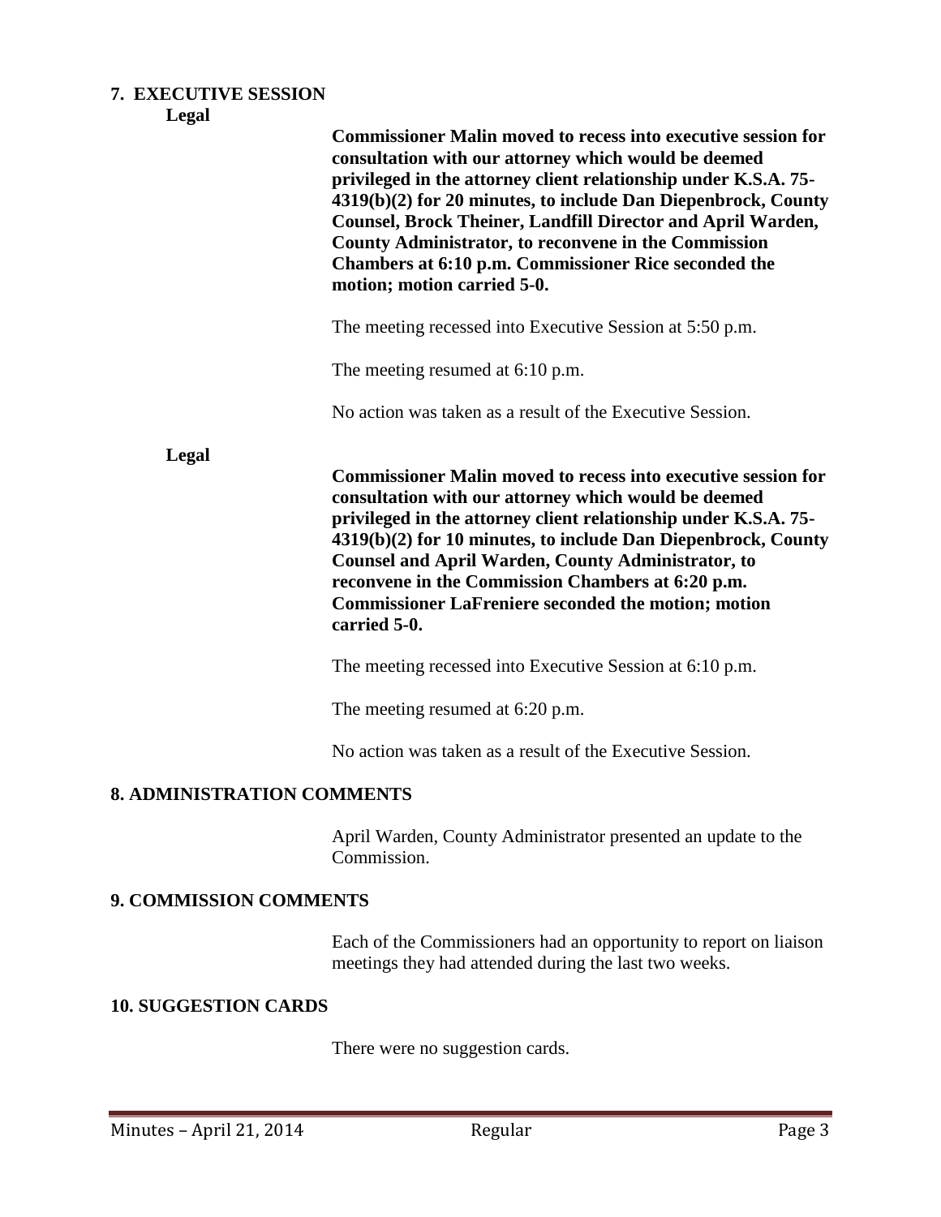## 7. EXECUTIVE SESSION

**Legal**

**Commissioner Malin moved to recess into executive session for consultation with our attorney which would be deemed privileged in the attorney client relationship under K.S.A. 75-4319(b)(2) for 20 minutes, to include Dan Diepenbrock, County Counsel, Brock Theiner, Landfill Director and April Warden, County Administrator, to reconvene in the Commission Chambers at 6:10 p.m. Commissioner Rice seconded the motion; motion carried 5-0.**

The meeting recessed into Executive Session at 5:50 p.m.

The meeting resumed at 6:10 p.m.

No action was taken as a result of the Executive Session.

**Legal**

**Commissioner Malin moved to recess into executive session for consultation with our attorney which would be deemed privileged in the attorney client relationship under K.S.A. 75-4319(b)(2) for 10 minutes, to include Dan Diepenbrock, County Counsel and April Warden, County Administrator, to reconvene in the Commission Chambers at 6:20 p.m. Commissioner LaFreniere seconded the motion; motion carried 5-0.**

The meeting recessed into Executive Session at 6:10 p.m.

The meeting resumed at 6:20 p.m.

No action was taken as a result of the Executive Session.

## 8. ADMINISTRATION COMMENTS

April Warden, County Administrator presented an update to the Commission.

## 9. COMMISSION COMMENTS

Each of the Commissioners had an opportunity to report on liaison meetings they had attended during the last two weeks.

## 10. SUGGESTION CARDS

There were no suggestion cards.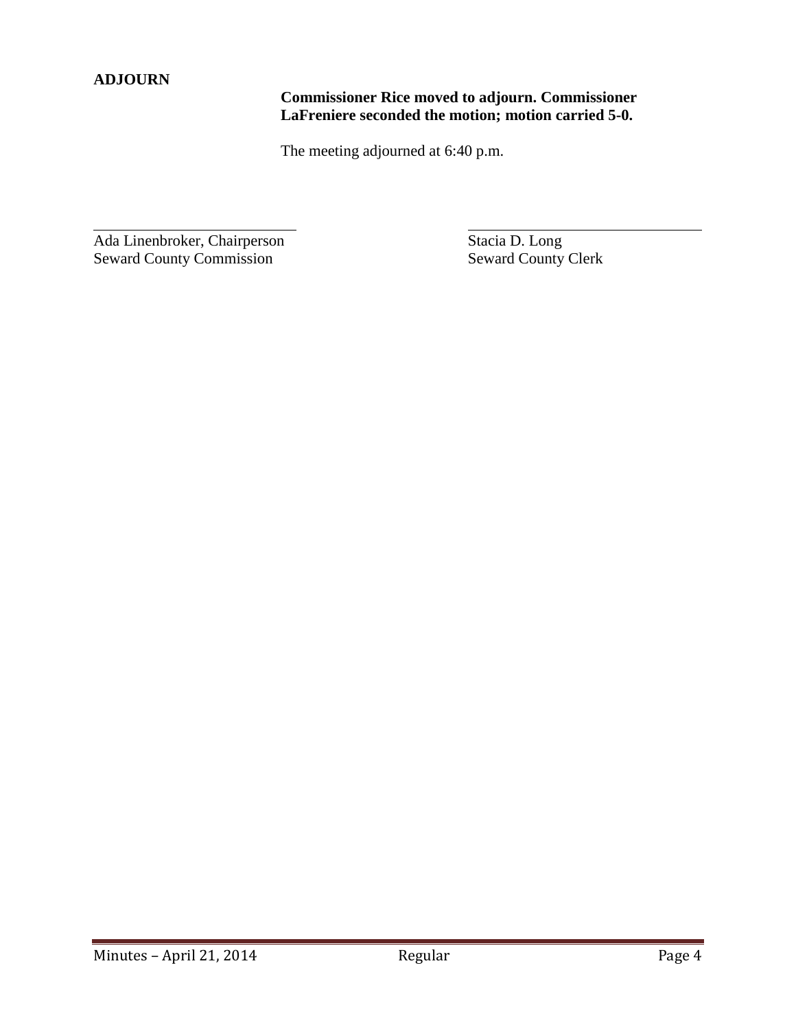**ADJOURN**

**Commissioner Rice moved to adjourn. Commissioner LaFreniere seconded the motion; motion carried 5-0.**

The meeting adjourned at 6:40 p.m.

| | |
|---|---|
| Ada Linenbroker, Chairperson | Stacia D. Long |
| Seward County Commission | Seward County Clerk |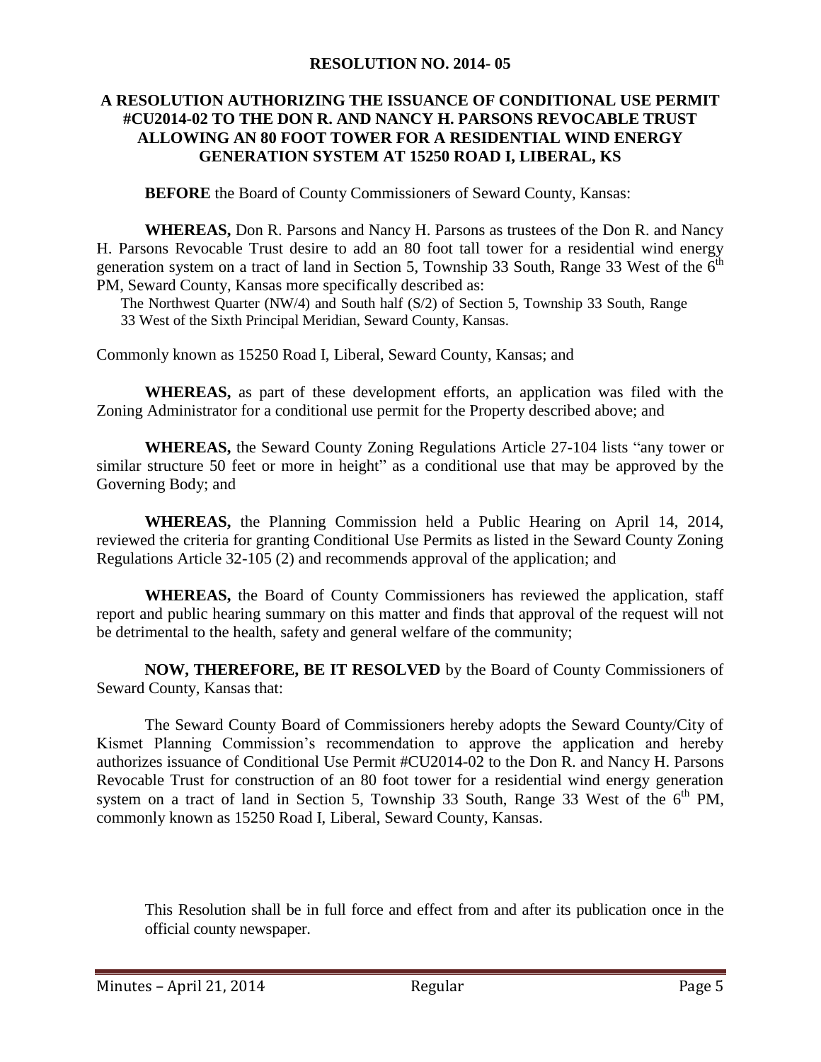**RESOLUTION NO. 2014- 05**

**A RESOLUTION AUTHORIZING THE ISSUANCE OF CONDITIONAL USE PERMIT #CU2014-02 TO THE DON R. AND NANCY H. PARSONS REVOCABLE TRUST ALLOWING AN 80 FOOT TOWER FOR A RESIDENTIAL WIND ENERGY GENERATION SYSTEM AT 15250 ROAD I, LIBERAL, KS**

**BEFORE** the Board of County Commissioners of Seward County, Kansas:

**WHEREAS,** Don R. Parsons and Nancy H. Parsons as trustees of the Don R. and Nancy H. Parsons Revocable Trust desire to add an 80 foot tall tower for a residential wind energy generation system on a tract of land in Section 5, Township 33 South, Range 33 West of the 6th PM, Seward County, Kansas more specifically described as:

The Northwest Quarter (NW/4) and South half (S/2) of Section 5, Township 33 South, Range 33 West of the Sixth Principal Meridian, Seward County, Kansas.

Commonly known as 15250 Road I, Liberal, Seward County, Kansas; and

**WHEREAS,** as part of these development efforts, an application was filed with the Zoning Administrator for a conditional use permit for the Property described above; and

**WHEREAS,** the Seward County Zoning Regulations Article 27-104 lists "any tower or similar structure 50 feet or more in height" as a conditional use that may be approved by the Governing Body; and

**WHEREAS,** the Planning Commission held a Public Hearing on April 14, 2014, reviewed the criteria for granting Conditional Use Permits as listed in the Seward County Zoning Regulations Article 32-105 (2) and recommends approval of the application; and

**WHEREAS,** the Board of County Commissioners has reviewed the application, staff report and public hearing summary on this matter and finds that approval of the request will not be detrimental to the health, safety and general welfare of the community;

**NOW, THEREFORE, BE IT RESOLVED** by the Board of County Commissioners of Seward County, Kansas that:

The Seward County Board of Commissioners hereby adopts the Seward County/City of Kismet Planning Commission's recommendation to approve the application and hereby authorizes issuance of Conditional Use Permit #CU2014-02 to the Don R. and Nancy H. Parsons Revocable Trust for construction of an 80 foot tower for a residential wind energy generation system on a tract of land in Section 5, Township 33 South, Range 33 West of the 6th PM, commonly known as 15250 Road I, Liberal, Seward County, Kansas.

This Resolution shall be in full force and effect from and after its publication once in the official county newspaper.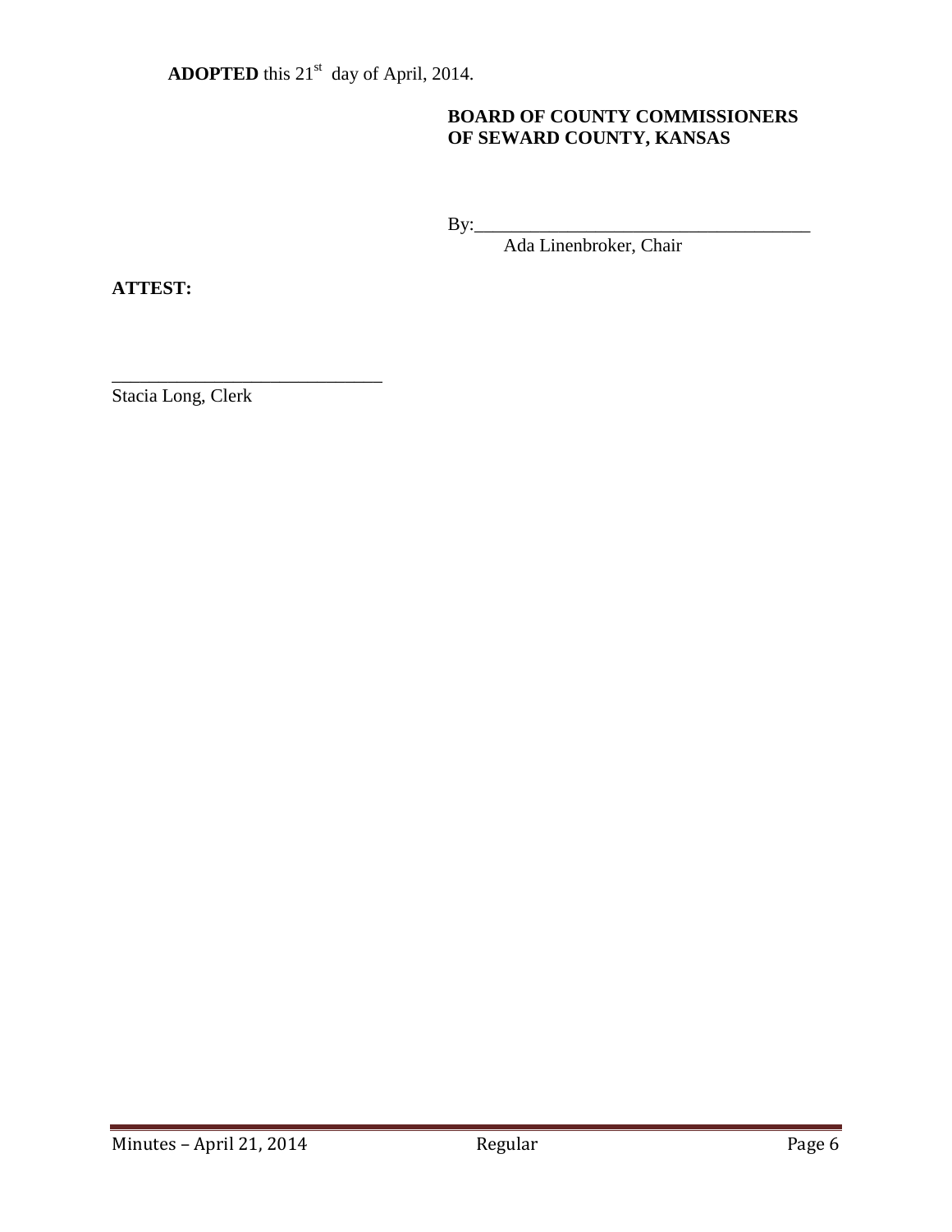**ADOPTED** this 21st day of April, 2014.

**BOARD OF COUNTY COMMISSIONERS**
**OF SEWARD COUNTY, KANSAS**

By:_____________________________________
Ada Linenbroker, Chair

**ATTEST:**

______________________________
Stacia Long, Clerk